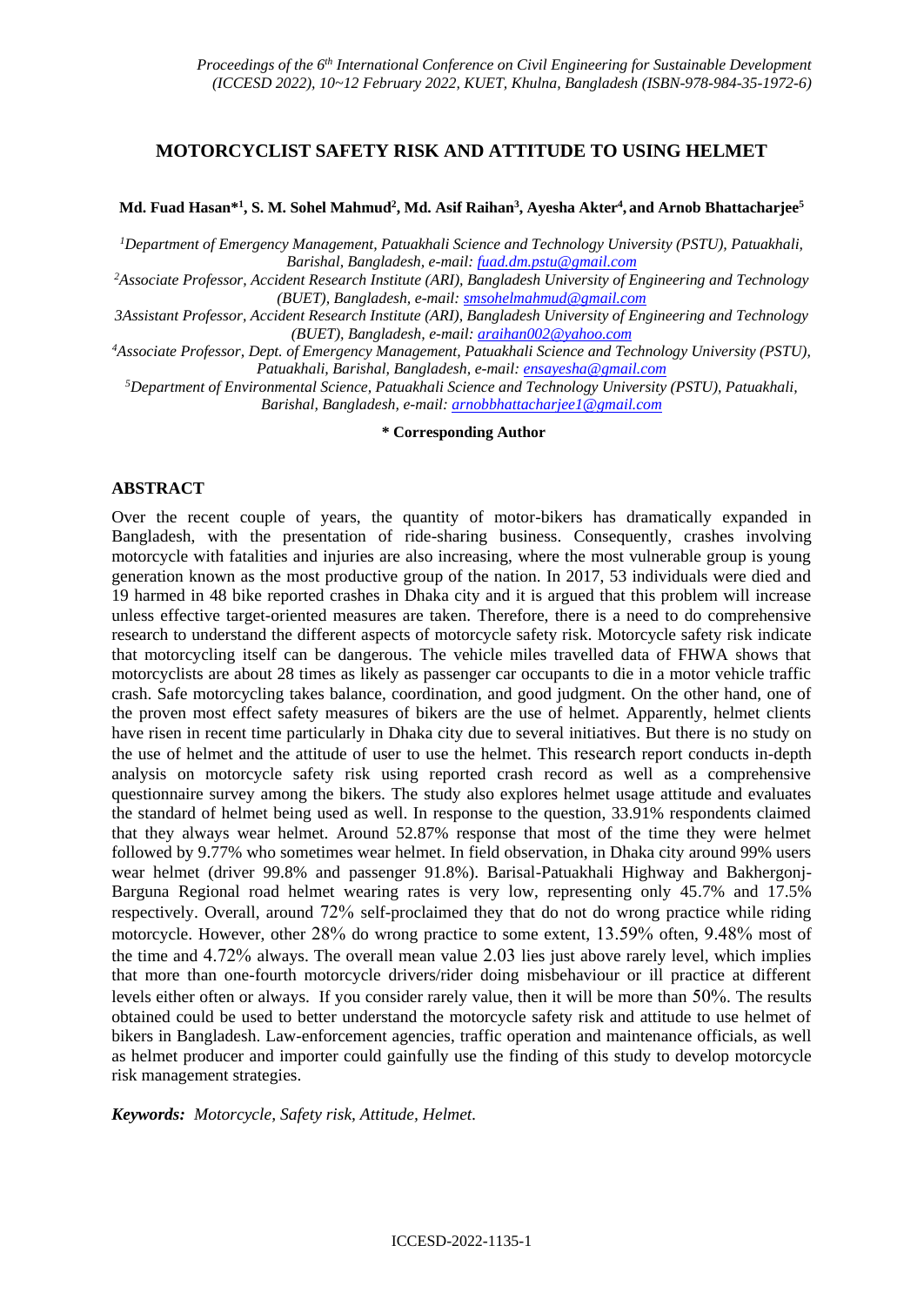# MOTORCYCLIST SAFETY RISK AND ATTITUDE TO USING HELMET

**Md. Fuad Hasan*[1], S. M. Sohel Mahmud[2], Md. Asif Raihan[3], Ayesha Akter[4], and Arnob Bhattacharjee[5]**

*[1]Department of Emergency Management, Patuakhali Science and Technology University (PSTU), Patuakhali, Barishal, Bangladesh, e-mail: fuad.dm.pstu@gmail.com*

*[2]Associate Professor, Accident Research Institute (ARI), Bangladesh University of Engineering and Technology (BUET), Bangladesh, e-mail: smsohelmahmud@gmail.com*

*3Assistant Professor, Accident Research Institute (ARI), Bangladesh University of Engineering and Technology (BUET), Bangladesh, e-mail: araihan002@yahoo.com*

*[4]Associate Professor, Dept. of Emergency Management, Patuakhali Science and Technology University (PSTU), Patuakhali, Barishal, Bangladesh, e-mail: ensayesha@gmail.com*

*[5]Department of Environmental Science, Patuakhali Science and Technology University (PSTU), Patuakhali, Barishal, Bangladesh, e-mail: arnobbhattacharjee1@gmail.com*

**\* Corresponding Author**

## ABSTRACT

Over the recent couple of years, the quantity of motor-bikers has dramatically expanded in Bangladesh, with the presentation of ride-sharing business. Consequently, crashes involving motorcycle with fatalities and injuries are also increasing, where the most vulnerable group is young generation known as the most productive group of the nation. In 2017, 53 individuals were died and 19 harmed in 48 bike reported crashes in Dhaka city and it is argued that this problem will increase unless effective target-oriented measures are taken. Therefore, there is a need to do comprehensive research to understand the different aspects of motorcycle safety risk. Motorcycle safety risk indicate that motorcycling itself can be dangerous. The vehicle miles travelled data of FHWA shows that motorcyclists are about 28 times as likely as passenger car occupants to die in a motor vehicle traffic crash. Safe motorcycling takes balance, coordination, and good judgment. On the other hand, one of the proven most effect safety measures of bikers are the use of helmet. Apparently, helmet clients have risen in recent time particularly in Dhaka city due to several initiatives. But there is no study on the use of helmet and the attitude of user to use the helmet. This research report conducts in-depth analysis on motorcycle safety risk using reported crash record as well as a comprehensive questionnaire survey among the bikers. The study also explores helmet usage attitude and evaluates the standard of helmet being used as well. In response to the question, 33.91% respondents claimed that they always wear helmet. Around 52.87% response that most of the time they were helmet followed by 9.77% who sometimes wear helmet. In field observation, in Dhaka city around 99% users wear helmet (driver 99.8% and passenger 91.8%). Barisal-Patuakhali Highway and Bakhergonj-Barguna Regional road helmet wearing rates is very low, representing only 45.7% and 17.5% respectively. Overall, around 72% self-proclaimed they that do not do wrong practice while riding motorcycle. However, other 28% do wrong practice to some extent, 13.59% often, 9.48% most of the time and 4.72% always. The overall mean value 2.03 lies just above rarely level, which implies that more than one-fourth motorcycle drivers/rider doing misbehaviour or ill practice at different levels either often or always. If you consider rarely value, then it will be more than 50%. The results obtained could be used to better understand the motorcycle safety risk and attitude to use helmet of bikers in Bangladesh. Law-enforcement agencies, traffic operation and maintenance officials, as well as helmet producer and importer could gainfully use the finding of this study to develop motorcycle risk management strategies.

***Keywords:*** *Motorcycle, Safety risk, Attitude, Helmet.*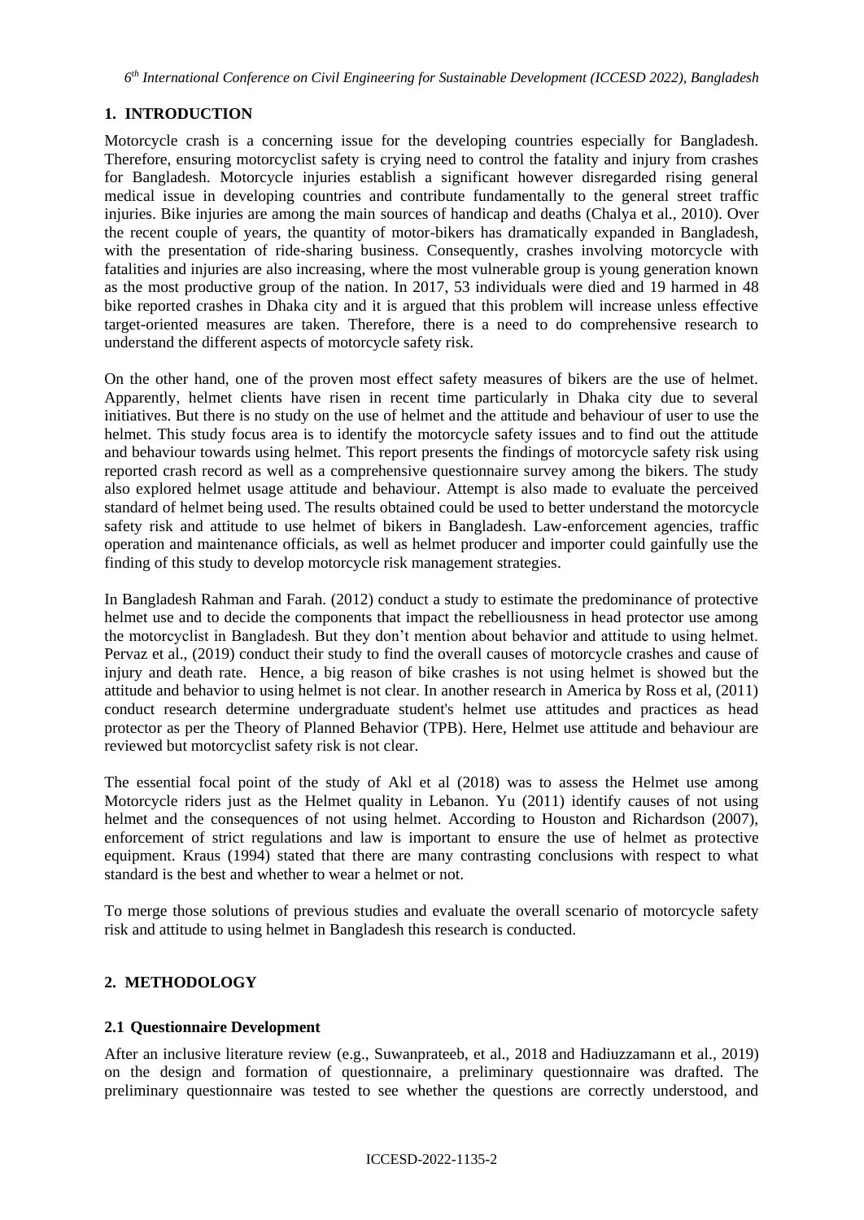## 1. INTRODUCTION

Motorcycle crash is a concerning issue for the developing countries especially for Bangladesh. Therefore, ensuring motorcyclist safety is crying need to control the fatality and injury from crashes for Bangladesh. Motorcycle injuries establish a significant however disregarded rising general medical issue in developing countries and contribute fundamentally to the general street traffic injuries. Bike injuries are among the main sources of handicap and deaths (Chalya et al., 2010). Over the recent couple of years, the quantity of motor-bikers has dramatically expanded in Bangladesh, with the presentation of ride-sharing business. Consequently, crashes involving motorcycle with fatalities and injuries are also increasing, where the most vulnerable group is young generation known as the most productive group of the nation. In 2017, 53 individuals were died and 19 harmed in 48 bike reported crashes in Dhaka city and it is argued that this problem will increase unless effective target-oriented measures are taken. Therefore, there is a need to do comprehensive research to understand the different aspects of motorcycle safety risk.

On the other hand, one of the proven most effect safety measures of bikers are the use of helmet. Apparently, helmet clients have risen in recent time particularly in Dhaka city due to several initiatives. But there is no study on the use of helmet and the attitude and behaviour of user to use the helmet. This study focus area is to identify the motorcycle safety issues and to find out the attitude and behaviour towards using helmet. This report presents the findings of motorcycle safety risk using reported crash record as well as a comprehensive questionnaire survey among the bikers. The study also explored helmet usage attitude and behaviour. Attempt is also made to evaluate the perceived standard of helmet being used. The results obtained could be used to better understand the motorcycle safety risk and attitude to use helmet of bikers in Bangladesh. Law-enforcement agencies, traffic operation and maintenance officials, as well as helmet producer and importer could gainfully use the finding of this study to develop motorcycle risk management strategies.

In Bangladesh Rahman and Farah. (2012) conduct a study to estimate the predominance of protective helmet use and to decide the components that impact the rebelliousness in head protector use among the motorcyclist in Bangladesh. But they don't mention about behavior and attitude to using helmet. Pervaz et al., (2019) conduct their study to find the overall causes of motorcycle crashes and cause of injury and death rate. Hence, a big reason of bike crashes is not using helmet is showed but the attitude and behavior to using helmet is not clear. In another research in America by Ross et al, (2011) conduct research determine undergraduate student's helmet use attitudes and practices as head protector as per the Theory of Planned Behavior (TPB). Here, Helmet use attitude and behaviour are reviewed but motorcyclist safety risk is not clear.

The essential focal point of the study of Akl et al (2018) was to assess the Helmet use among Motorcycle riders just as the Helmet quality in Lebanon. Yu (2011) identify causes of not using helmet and the consequences of not using helmet. According to Houston and Richardson (2007), enforcement of strict regulations and law is important to ensure the use of helmet as protective equipment. Kraus (1994) stated that there are many contrasting conclusions with respect to what standard is the best and whether to wear a helmet or not.

To merge those solutions of previous studies and evaluate the overall scenario of motorcycle safety risk and attitude to using helmet in Bangladesh this research is conducted.

## 2. METHODOLOGY

### 2.1 Questionnaire Development

After an inclusive literature review (e.g., Suwanprateeb, et al., 2018 and Hadiuzzamann et al., 2019) on the design and formation of questionnaire, a preliminary questionnaire was drafted. The preliminary questionnaire was tested to see whether the questions are correctly understood, and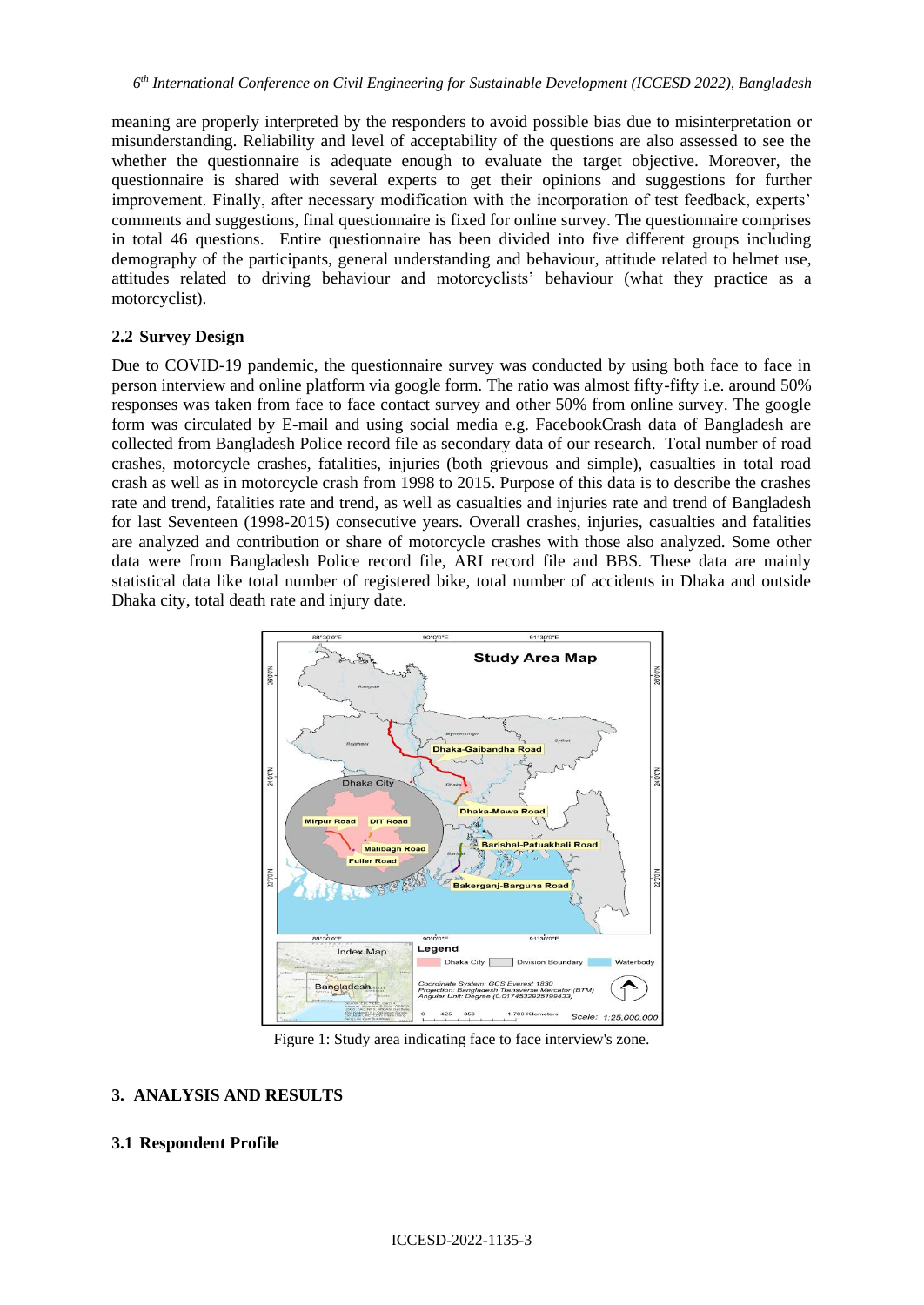meaning are properly interpreted by the responders to avoid possible bias due to misinterpretation or misunderstanding. Reliability and level of acceptability of the questions are also assessed to see the whether the questionnaire is adequate enough to evaluate the target objective. Moreover, the questionnaire is shared with several experts to get their opinions and suggestions for further improvement. Finally, after necessary modification with the incorporation of test feedback, experts' comments and suggestions, final questionnaire is fixed for online survey. The questionnaire comprises in total 46 questions. Entire questionnaire has been divided into five different groups including demography of the participants, general understanding and behaviour, attitude related to helmet use, attitudes related to driving behaviour and motorcyclists' behaviour (what they practice as a motorcyclist).

### 2.2 Survey Design

Due to COVID-19 pandemic, the questionnaire survey was conducted by using both face to face in person interview and online platform via google form. The ratio was almost fifty-fifty i.e. around 50% responses was taken from face to face contact survey and other 50% from online survey. The google form was circulated by E-mail and using social media e.g. FacebookCrash data of Bangladesh are collected from Bangladesh Police record file as secondary data of our research. Total number of road crashes, motorcycle crashes, fatalities, injuries (both grievous and simple), casualties in total road crash as well as in motorcycle crash from 1998 to 2015. Purpose of this data is to describe the crashes rate and trend, fatalities rate and trend, as well as casualties and injuries rate and trend of Bangladesh for last Seventeen (1998-2015) consecutive years. Overall crashes, injuries, casualties and fatalities are analyzed and contribution or share of motorcycle crashes with those also analyzed. Some other data were from Bangladesh Police record file, ARI record file and BBS. These data are mainly statistical data like total number of registered bike, total number of accidents in Dhaka and outside Dhaka city, total death rate and injury date.

Figure 1: Study area indicating face to face interview's zone.

## 3. ANALYSIS AND RESULTS

### 3.1 Respondent Profile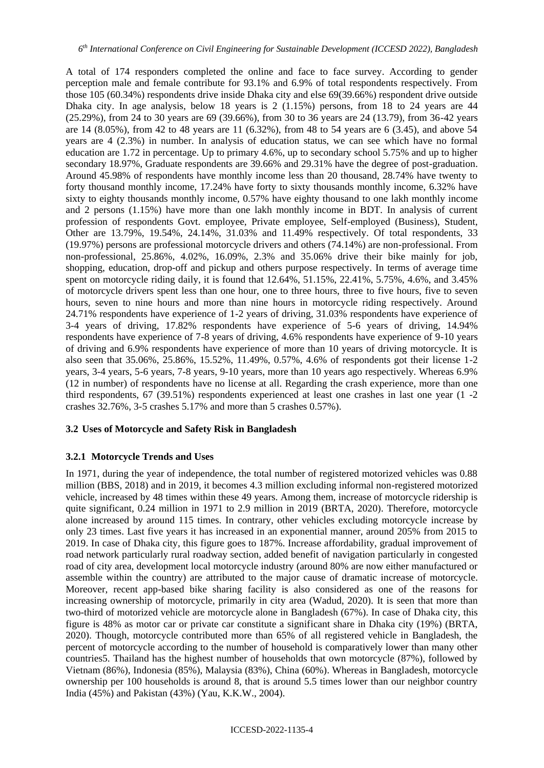A total of 174 responders completed the online and face to face survey. According to gender perception male and female contribute for 93.1% and 6.9% of total respondents respectively. From those 105 (60.34%) respondents drive inside Dhaka city and else 69(39.66%) respondent drive outside Dhaka city. In age analysis, below 18 years is 2 (1.15%) persons, from 18 to 24 years are 44 (25.29%), from 24 to 30 years are 69 (39.66%), from 30 to 36 years are 24 (13.79), from 36-42 years are 14 (8.05%), from 42 to 48 years are 11 (6.32%), from 48 to 54 years are 6 (3.45), and above 54 years are 4 (2.3%) in number. In analysis of education status, we can see which have no formal education are 1.72 in percentage. Up to primary 4.6%, up to secondary school 5.75% and up to higher secondary 18.97%, Graduate respondents are 39.66% and 29.31% have the degree of post-graduation. Around 45.98% of respondents have monthly income less than 20 thousand, 28.74% have twenty to forty thousand monthly income, 17.24% have forty to sixty thousands monthly income, 6.32% have sixty to eighty thousands monthly income, 0.57% have eighty thousand to one lakh monthly income and 2 persons (1.15%) have more than one lakh monthly income in BDT. In analysis of current profession of respondents Govt. employee, Private employee, Self-employed (Business), Student, Other are 13.79%, 19.54%, 24.14%, 31.03% and 11.49% respectively. Of total respondents, 33 (19.97%) persons are professional motorcycle drivers and others (74.14%) are non-professional. From non-professional, 25.86%, 4.02%, 16.09%, 2.3% and 35.06% drive their bike mainly for job, shopping, education, drop-off and pickup and others purpose respectively. In terms of average time spent on motorcycle riding daily, it is found that 12.64%, 51.15%, 22.41%, 5.75%, 4.6%, and 3.45% of motorcycle drivers spent less than one hour, one to three hours, three to five hours, five to seven hours, seven to nine hours and more than nine hours in motorcycle riding respectively. Around 24.71% respondents have experience of 1-2 years of driving, 31.03% respondents have experience of 3-4 years of driving, 17.82% respondents have experience of 5-6 years of driving, 14.94% respondents have experience of 7-8 years of driving, 4.6% respondents have experience of 9-10 years of driving and 6.9% respondents have experience of more than 10 years of driving motorcycle. It is also seen that 35.06%, 25.86%, 15.52%, 11.49%, 0.57%, 4.6% of respondents got their license 1-2 years, 3-4 years, 5-6 years, 7-8 years, 9-10 years, more than 10 years ago respectively. Whereas 6.9% (12 in number) of respondents have no license at all. Regarding the crash experience, more than one third respondents, 67 (39.51%) respondents experienced at least one crashes in last one year (1 -2 crashes 32.76%, 3-5 crashes 5.17% and more than 5 crashes 0.57%).

### 3.2 Uses of Motorcycle and Safety Risk in Bangladesh

#### 3.2.1 Motorcycle Trends and Uses

In 1971, during the year of independence, the total number of registered motorized vehicles was 0.88 million (BBS, 2018) and in 2019, it becomes 4.3 million excluding informal non-registered motorized vehicle, increased by 48 times within these 49 years. Among them, increase of motorcycle ridership is quite significant, 0.24 million in 1971 to 2.9 million in 2019 (BRTA, 2020). Therefore, motorcycle alone increased by around 115 times. In contrary, other vehicles excluding motorcycle increase by only 23 times. Last five years it has increased in an exponential manner, around 205% from 2015 to 2019. In case of Dhaka city, this figure goes to 187%. Increase affordability, gradual improvement of road network particularly rural roadway section, added benefit of navigation particularly in congested road of city area, development local motorcycle industry (around 80% are now either manufactured or assemble within the country) are attributed to the major cause of dramatic increase of motorcycle. Moreover, recent app-based bike sharing facility is also considered as one of the reasons for increasing ownership of motorcycle, primarily in city area (Wadud, 2020). It is seen that more than two-third of motorized vehicle are motorcycle alone in Bangladesh (67%). In case of Dhaka city, this figure is 48% as motor car or private car constitute a significant share in Dhaka city (19%) (BRTA, 2020). Though, motorcycle contributed more than 65% of all registered vehicle in Bangladesh, the percent of motorcycle according to the number of household is comparatively lower than many other countries5. Thailand has the highest number of households that own motorcycle (87%), followed by Vietnam (86%), Indonesia (85%), Malaysia (83%), China (60%). Whereas in Bangladesh, motorcycle ownership per 100 households is around 8, that is around 5.5 times lower than our neighbor country India (45%) and Pakistan (43%) (Yau, K.K.W., 2004).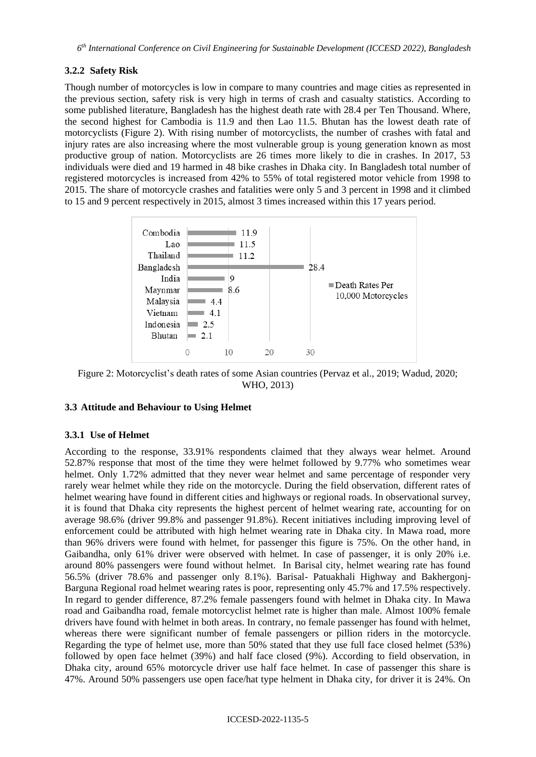### 3.2.2 Safety Risk

Though number of motorcycles is low in compare to many countries and mage cities as represented in the previous section, safety risk is very high in terms of crash and casualty statistics. According to some published literature, Bangladesh has the highest death rate with 28.4 per Ten Thousand. Where, the second highest for Cambodia is 11.9 and then Lao 11.5. Bhutan has the lowest death rate of motorcyclists (Figure 2). With rising number of motorcyclists, the number of crashes with fatal and injury rates are also increasing where the most vulnerable group is young generation known as most productive group of nation. Motorcyclists are 26 times more likely to die in crashes. In 2017, 53 individuals were died and 19 harmed in 48 bike crashes in Dhaka city. In Bangladesh total number of registered motorcycles is increased from 42% to 55% of total registered motor vehicle from 1998 to 2015. The share of motorcycle crashes and fatalities were only 5 and 3 percent in 1998 and it climbed to 15 and 9 percent respectively in 2015, almost 3 times increased within this 17 years period.

| Country | Death Rates Per 10,000 Motorcycles |
|---|---|
| Combodia | 11.9 |
| Lao | 11.5 |
| Thailand | 11.2 |
| Bangladesh | 28.4 |
| India | 9 |
| Maynmar | 8.6 |
| Malaysia | 4.4 |
| Vietnam | 4.1 |
| Indonesia | 2.5 |
| Bhutan | 2.1 |

Figure 2: Motorcyclist's death rates of some Asian countries (Pervaz et al., 2019; Wadud, 2020; WHO, 2013)

## 3.3 Attitude and Behaviour to Using Helmet

### 3.3.1 Use of Helmet

According to the response, 33.91% respondents claimed that they always wear helmet. Around 52.87% response that most of the time they were helmet followed by 9.77% who sometimes wear helmet. Only 1.72% admitted that they never wear helmet and same percentage of responder very rarely wear helmet while they ride on the motorcycle. During the field observation, different rates of helmet wearing have found in different cities and highways or regional roads. In observational survey, it is found that Dhaka city represents the highest percent of helmet wearing rate, accounting for on average 98.6% (driver 99.8% and passenger 91.8%). Recent initiatives including improving level of enforcement could be attributed with high helmet wearing rate in Dhaka city. In Mawa road, more than 96% drivers were found with helmet, for passenger this figure is 75%. On the other hand, in Gaibandha, only 61% driver were observed with helmet. In case of passenger, it is only 20% i.e. around 80% passengers were found without helmet. In Barisal city, helmet wearing rate has found 56.5% (driver 78.6% and passenger only 8.1%). Barisal- Patuakhali Highway and Bakhergonj-Barguna Regional road helmet wearing rates is poor, representing only 45.7% and 17.5% respectively. In regard to gender difference, 87.2% female passengers found with helmet in Dhaka city. In Mawa road and Gaibandha road, female motorcyclist helmet rate is higher than male. Almost 100% female drivers have found with helmet in both areas. In contrary, no female passenger has found with helmet, whereas there were significant number of female passengers or pillion riders in the motorcycle. Regarding the type of helmet use, more than 50% stated that they use full face closed helmet (53%) followed by open face helmet (39%) and half face closed (9%). According to field observation, in Dhaka city, around 65% motorcycle driver use half face helmet. In case of passenger this share is 47%. Around 50% passengers use open face/hat type helment in Dhaka city, for driver it is 24%. On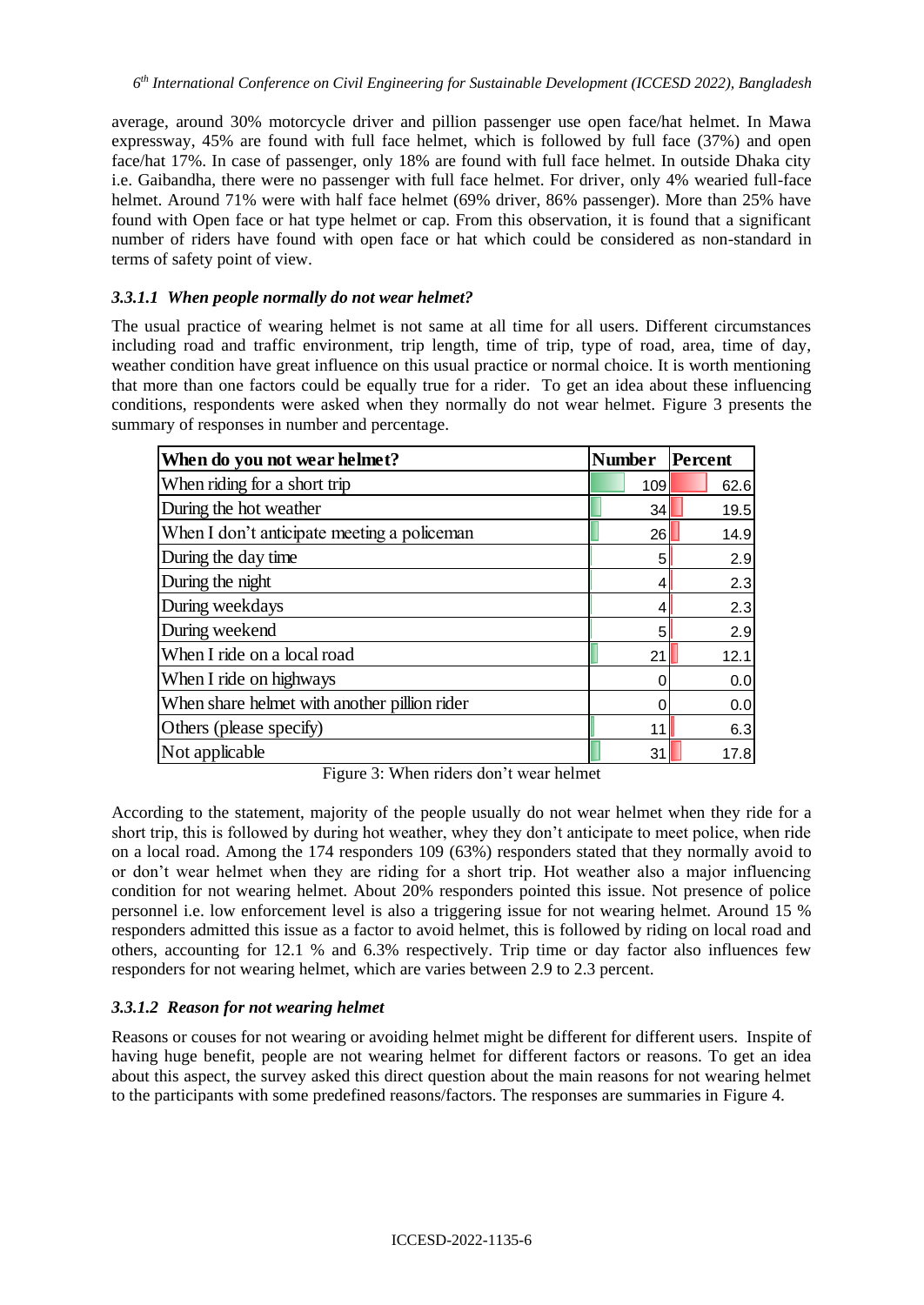average, around 30% motorcycle driver and pillion passenger use open face/hat helmet. In Mawa expressway, 45% are found with full face helmet, which is followed by full face (37%) and open face/hat 17%. In case of passenger, only 18% are found with full face helmet. In outside Dhaka city i.e. Gaibandha, there were no passenger with full face helmet. For driver, only 4% wearied full-face helmet. Around 71% were with half face helmet (69% driver, 86% passenger). More than 25% have found with Open face or hat type helmet or cap. From this observation, it is found that a significant number of riders have found with open face or hat which could be considered as non-standard in terms of safety point of view.

#### *3.3.1.1 When people normally do not wear helmet?*

The usual practice of wearing helmet is not same at all time for all users. Different circumstances including road and traffic environment, trip length, time of trip, type of road, area, time of day, weather condition have great influence on this usual practice or normal choice. It is worth mentioning that more than one factors could be equally true for a rider. To get an idea about these influencing conditions, respondents were asked when they normally do not wear helmet. Figure 3 presents the summary of responses in number and percentage.

| When do you not wear helmet? | Number | Percent |
|---|---|---|
| When riding for a short trip | 109 | 62.6 |
| During the hot weather | 34 | 19.5 |
| When I don't anticipate meeting a policeman | 26 | 14.9 |
| During the day time | 5 | 2.9 |
| During the night | 4 | 2.3 |
| During weekdays | 4 | 2.3 |
| During weekend | 5 | 2.9 |
| When I ride on a local road | 21 | 12.1 |
| When I ride on highways | 0 | 0.0 |
| When share helmet with another pillion rider | 0 | 0.0 |
| Others (please specify) | 11 | 6.3 |
| Not applicable | 31 | 17.8 |

Figure 3: When riders don't wear helmet

According to the statement, majority of the people usually do not wear helmet when they ride for a short trip, this is followed by during hot weather, whey they don't anticipate to meet police, when ride on a local road. Among the 174 responders 109 (63%) responders stated that they normally avoid to or don't wear helmet when they are riding for a short trip. Hot weather also a major influencing condition for not wearing helmet. About 20% responders pointed this issue. Not presence of police personnel i.e. low enforcement level is also a triggering issue for not wearing helmet. Around 15 % responders admitted this issue as a factor to avoid helmet, this is followed by riding on local road and others, accounting for 12.1 % and 6.3% respectively. Trip time or day factor also influences few responders for not wearing helmet, which are varies between 2.9 to 2.3 percent.

#### *3.3.1.2 Reason for not wearing helmet*

Reasons or couses for not wearing or avoiding helmet might be different for different users. Inspite of having huge benefit, people are not wearing helmet for different factors or reasons. To get an idea about this aspect, the survey asked this direct question about the main reasons for not wearing helmet to the participants with some predefined reasons/factors. The responses are summaries in Figure 4.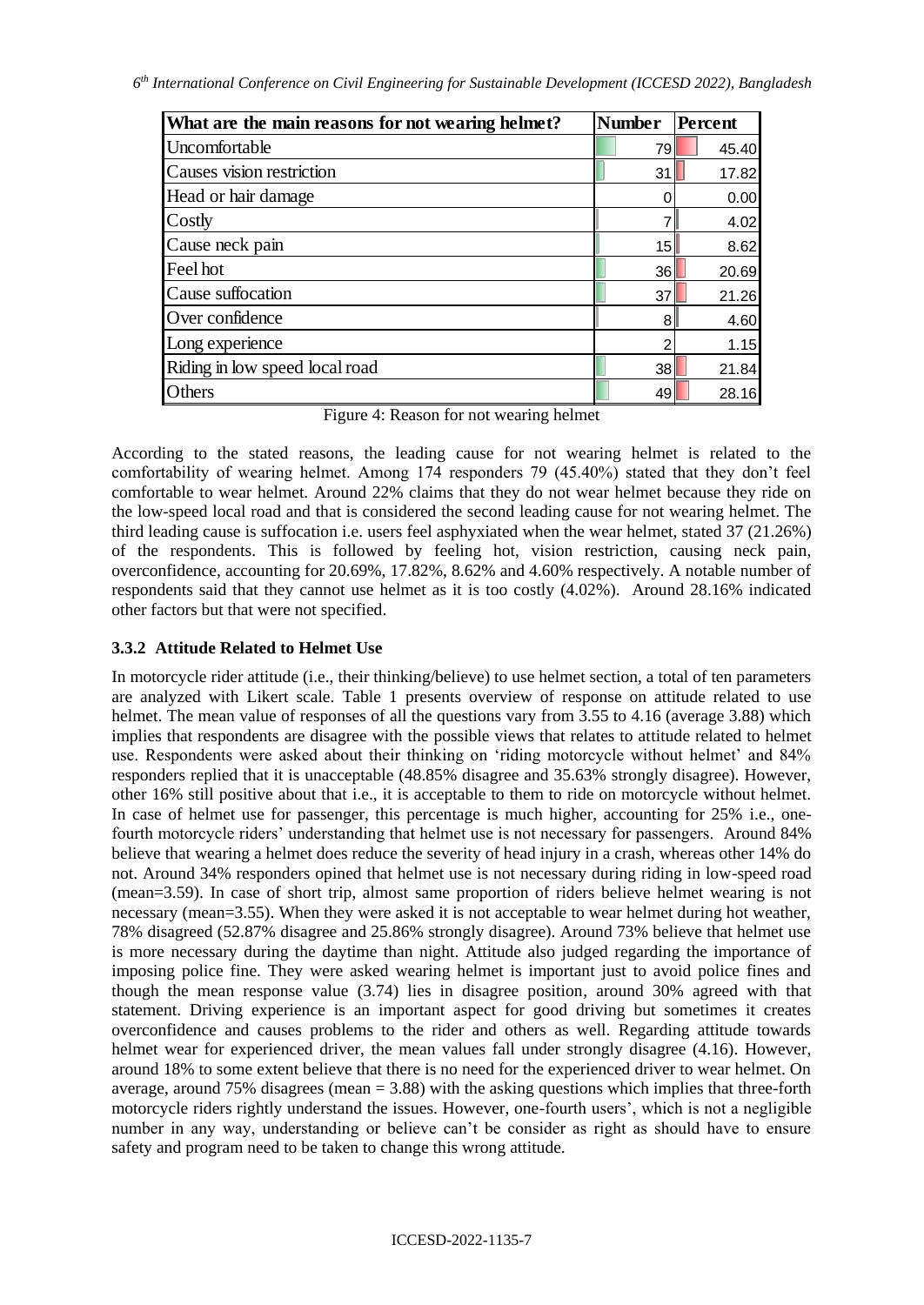| What are the main reasons for not wearing helmet? | Number | Percent |
|---|---|---|
| Uncomfortable | 79 | 45.40 |
| Causes vision restriction | 31 | 17.82 |
| Head or hair damage | 0 | 0.00 |
| Costly | 7 | 4.02 |
| Cause neck pain | 15 | 8.62 |
| Feel hot | 36 | 20.69 |
| Cause suffocation | 37 | 21.26 |
| Over confidence | 8 | 4.60 |
| Long experience | 2 | 1.15 |
| Riding in low speed local road | 38 | 21.84 |
| Others | 49 | 28.16 |

Figure 4: Reason for not wearing helmet

According to the stated reasons, the leading cause for not wearing helmet is related to the comfortability of wearing helmet. Among 174 responders 79 (45.40%) stated that they don't feel comfortable to wear helmet. Around 22% claims that they do not wear helmet because they ride on the low-speed local road and that is considered the second leading cause for not wearing helmet. The third leading cause is suffocation i.e. users feel asphyxiated when the wear helmet, stated 37 (21.26%) of the respondents. This is followed by feeling hot, vision restriction, causing neck pain, overconfidence, accounting for 20.69%, 17.82%, 8.62% and 4.60% respectively. A notable number of respondents said that they cannot use helmet as it is too costly (4.02%). Around 28.16% indicated other factors but that were not specified.

### 3.3.2 Attitude Related to Helmet Use

In motorcycle rider attitude (i.e., their thinking/believe) to use helmet section, a total of ten parameters are analyzed with Likert scale. Table 1 presents overview of response on attitude related to use helmet. The mean value of responses of all the questions vary from 3.55 to 4.16 (average 3.88) which implies that respondents are disagree with the possible views that relates to attitude related to helmet use. Respondents were asked about their thinking on 'riding motorcycle without helmet' and 84% responders replied that it is unacceptable (48.85% disagree and 35.63% strongly disagree). However, other 16% still positive about that i.e., it is acceptable to them to ride on motorcycle without helmet. In case of helmet use for passenger, this percentage is much higher, accounting for 25% i.e., one-fourth motorcycle riders' understanding that helmet use is not necessary for passengers. Around 84% believe that wearing a helmet does reduce the severity of head injury in a crash, whereas other 14% do not. Around 34% responders opined that helmet use is not necessary during riding in low-speed road (mean=3.59). In case of short trip, almost same proportion of riders believe helmet wearing is not necessary (mean=3.55). When they were asked it is not acceptable to wear helmet during hot weather, 78% disagreed (52.87% disagree and 25.86% strongly disagree). Around 73% believe that helmet use is more necessary during the daytime than night. Attitude also judged regarding the importance of imposing police fine. They were asked wearing helmet is important just to avoid police fines and though the mean response value (3.74) lies in disagree position, around 30% agreed with that statement. Driving experience is an important aspect for good driving but sometimes it creates overconfidence and causes problems to the rider and others as well. Regarding attitude towards helmet wear for experienced driver, the mean values fall under strongly disagree (4.16). However, around 18% to some extent believe that there is no need for the experienced driver to wear helmet. On average, around 75% disagrees (mean = 3.88) with the asking questions which implies that three-forth motorcycle riders rightly understand the issues. However, one-fourth users', which is not a negligible number in any way, understanding or believe can't be consider as right as should have to ensure safety and program need to be taken to change this wrong attitude.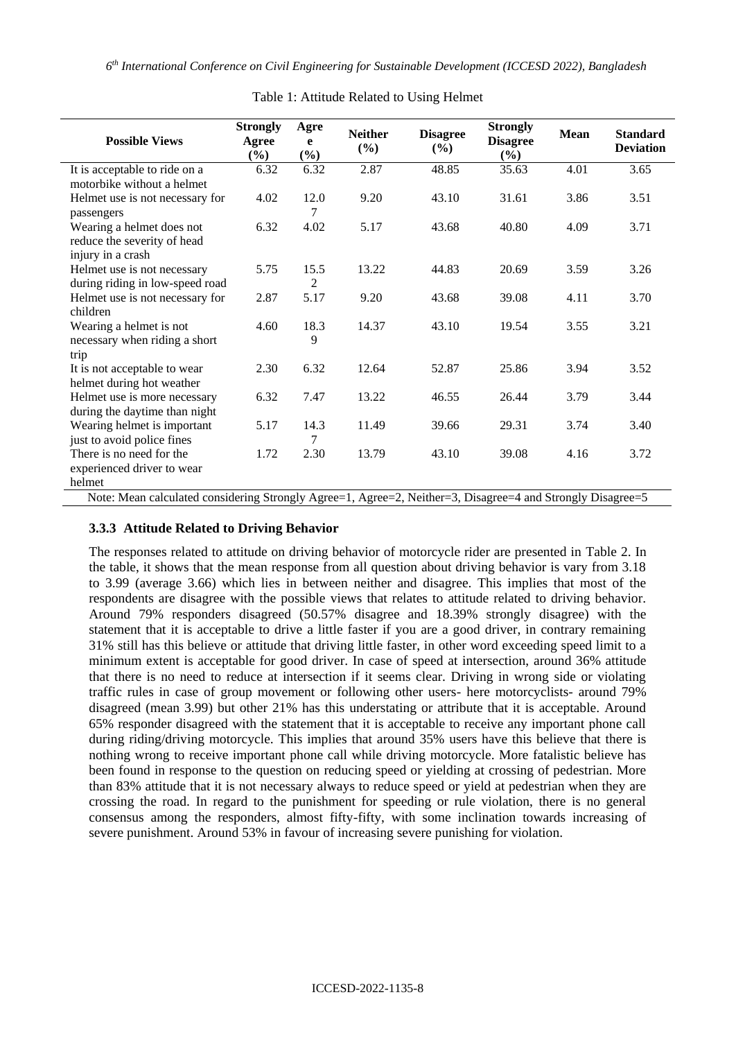Table 1: Attitude Related to Using Helmet

| Possible Views | Strongly Agree (%) | Agree (%) | Neither (%) | Disagree (%) | Strongly Disagree (%) | Mean | Standard Deviation |
|---|---|---|---|---|---|---|---|
| It is acceptable to ride on a motorbike without a helmet | 6.32 | 6.32 | 2.87 | 48.85 | 35.63 | 4.01 | 3.65 |
| Helmet use is not necessary for passengers | 4.02 | 12.07 | 9.20 | 43.10 | 31.61 | 3.86 | 3.51 |
| Wearing a helmet does not reduce the severity of head injury in a crash | 6.32 | 4.02 | 5.17 | 43.68 | 40.80 | 4.09 | 3.71 |
| Helmet use is not necessary during riding in low-speed road | 5.75 | 15.52 | 13.22 | 44.83 | 20.69 | 3.59 | 3.26 |
| Helmet use is not necessary for children | 2.87 | 5.17 | 9.20 | 43.68 | 39.08 | 4.11 | 3.70 |
| Wearing a helmet is not necessary when riding a short trip | 4.60 | 18.39 | 14.37 | 43.10 | 19.54 | 3.55 | 3.21 |
| It is not acceptable to wear helmet during hot weather | 2.30 | 6.32 | 12.64 | 52.87 | 25.86 | 3.94 | 3.52 |
| Helmet use is more necessary during the daytime than night | 6.32 | 7.47 | 13.22 | 46.55 | 26.44 | 3.79 | 3.44 |
| Wearing helmet is important just to avoid police fines | 5.17 | 14.37 | 11.49 | 39.66 | 29.31 | 3.74 | 3.40 |
| There is no need for the experienced driver to wear helmet | 1.72 | 2.30 | 13.79 | 43.10 | 39.08 | 4.16 | 3.72 |

Note: Mean calculated considering Strongly Agree=1, Agree=2, Neither=3, Disagree=4 and Strongly Disagree=5

### 3.3.3 Attitude Related to Driving Behavior

The responses related to attitude on driving behavior of motorcycle rider are presented in Table 2. In the table, it shows that the mean response from all question about driving behavior is vary from 3.18 to 3.99 (average 3.66) which lies in between neither and disagree. This implies that most of the respondents are disagree with the possible views that relates to attitude related to driving behavior. Around 79% responders disagreed (50.57% disagree and 18.39% strongly disagree) with the statement that it is acceptable to drive a little faster if you are a good driver, in contrary remaining 31% still has this believe or attitude that driving little faster, in other word exceeding speed limit to a minimum extent is acceptable for good driver. In case of speed at intersection, around 36% attitude that there is no need to reduce at intersection if it seems clear. Driving in wrong side or violating traffic rules in case of group movement or following other users- here motorcyclists- around 79% disagreed (mean 3.99) but other 21% has this understating or attribute that it is acceptable. Around 65% responder disagreed with the statement that it is acceptable to receive any important phone call during riding/driving motorcycle. This implies that around 35% users have this believe that there is nothing wrong to receive important phone call while driving motorcycle. More fatalistic believe has been found in response to the question on reducing speed or yielding at crossing of pedestrian. More than 83% attitude that it is not necessary always to reduce speed or yield at pedestrian when they are crossing the road. In regard to the punishment for speeding or rule violation, there is no general consensus among the responders, almost fifty-fifty, with some inclination towards increasing of severe punishment. Around 53% in favour of increasing severe punishing for violation.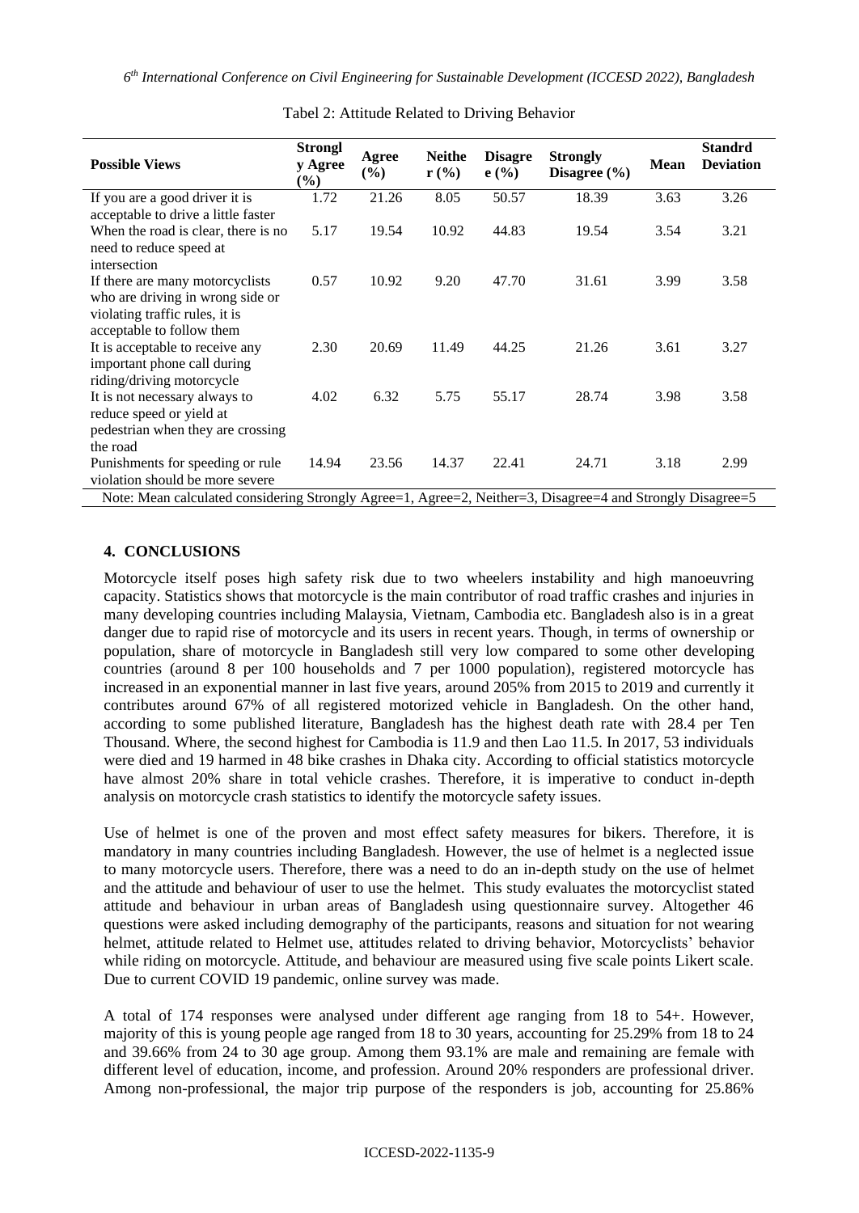Tabel 2: Attitude Related to Driving Behavior

| Possible Views | Strongly Agree (%) | Agree (%) | Neither (%) | Disagree (%) | Strongly Disagree (%) | Mean | Standrd Deviation |
|---|---|---|---|---|---|---|---|
| If you are a good driver it is acceptable to drive a little faster | 1.72 | 21.26 | 8.05 | 50.57 | 18.39 | 3.63 | 3.26 |
| When the road is clear, there is no need to reduce speed at intersection | 5.17 | 19.54 | 10.92 | 44.83 | 19.54 | 3.54 | 3.21 |
| If there are many motorcyclists who are driving in wrong side or violating traffic rules, it is acceptable to follow them | 0.57 | 10.92 | 9.20 | 47.70 | 31.61 | 3.99 | 3.58 |
| It is acceptable to receive any important phone call during riding/driving motorcycle | 2.30 | 20.69 | 11.49 | 44.25 | 21.26 | 3.61 | 3.27 |
| It is not necessary always to reduce speed or yield at pedestrian when they are crossing the road | 4.02 | 6.32 | 5.75 | 55.17 | 28.74 | 3.98 | 3.58 |
| Punishments for speeding or rule violation should be more severe | 14.94 | 23.56 | 14.37 | 22.41 | 24.71 | 3.18 | 2.99 |

Note: Mean calculated considering Strongly Agree=1, Agree=2, Neither=3, Disagree=4 and Strongly Disagree=5

## 4. CONCLUSIONS

Motorcycle itself poses high safety risk due to two wheelers instability and high manoeuvring capacity. Statistics shows that motorcycle is the main contributor of road traffic crashes and injuries in many developing countries including Malaysia, Vietnam, Cambodia etc. Bangladesh also is in a great danger due to rapid rise of motorcycle and its users in recent years. Though, in terms of ownership or population, share of motorcycle in Bangladesh still very low compared to some other developing countries (around 8 per 100 households and 7 per 1000 population), registered motorcycle has increased in an exponential manner in last five years, around 205% from 2015 to 2019 and currently it contributes around 67% of all registered motorized vehicle in Bangladesh. On the other hand, according to some published literature, Bangladesh has the highest death rate with 28.4 per Ten Thousand. Where, the second highest for Cambodia is 11.9 and then Lao 11.5. In 2017, 53 individuals were died and 19 harmed in 48 bike crashes in Dhaka city. According to official statistics motorcycle have almost 20% share in total vehicle crashes. Therefore, it is imperative to conduct in-depth analysis on motorcycle crash statistics to identify the motorcycle safety issues.

Use of helmet is one of the proven and most effect safety measures for bikers. Therefore, it is mandatory in many countries including Bangladesh. However, the use of helmet is a neglected issue to many motorcycle users. Therefore, there was a need to do an in-depth study on the use of helmet and the attitude and behaviour of user to use the helmet. This study evaluates the motorcyclist stated attitude and behaviour in urban areas of Bangladesh using questionnaire survey. Altogether 46 questions were asked including demography of the participants, reasons and situation for not wearing helmet, attitude related to Helmet use, attitudes related to driving behavior, Motorcyclists' behavior while riding on motorcycle. Attitude, and behaviour are measured using five scale points Likert scale. Due to current COVID 19 pandemic, online survey was made.

A total of 174 responses were analysed under different age ranging from 18 to 54+. However, majority of this is young people age ranged from 18 to 30 years, accounting for 25.29% from 18 to 24 and 39.66% from 24 to 30 age group. Among them 93.1% are male and remaining are female with different level of education, income, and profession. Around 20% responders are professional driver. Among non-professional, the major trip purpose of the responders is job, accounting for 25.86%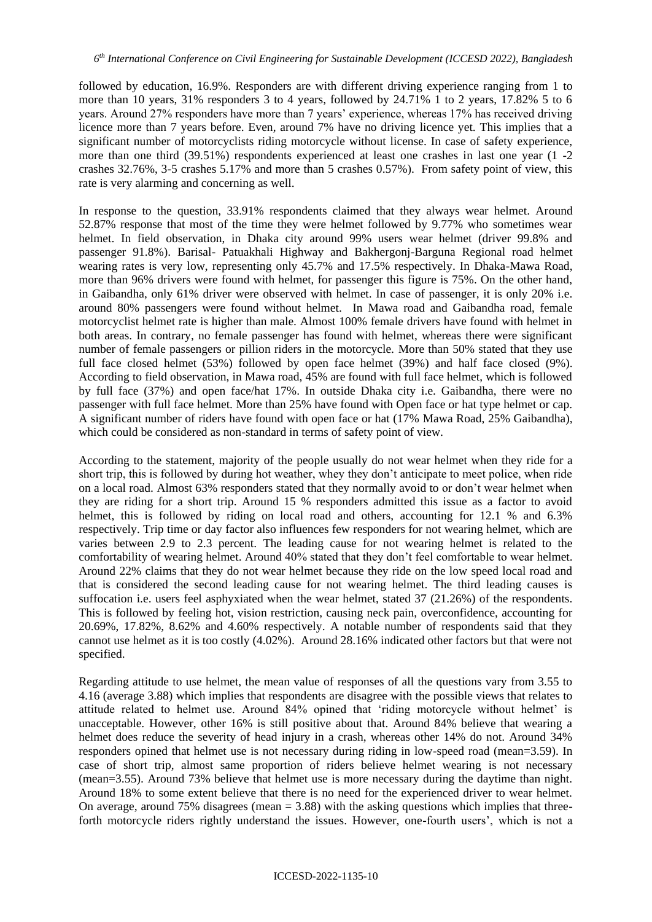followed by education, 16.9%. Responders are with different driving experience ranging from 1 to more than 10 years, 31% responders 3 to 4 years, followed by 24.71% 1 to 2 years, 17.82% 5 to 6 years. Around 27% responders have more than 7 years' experience, whereas 17% has received driving licence more than 7 years before. Even, around 7% have no driving licence yet. This implies that a significant number of motorcyclists riding motorcycle without license. In case of safety experience, more than one third (39.51%) respondents experienced at least one crashes in last one year (1 -2 crashes 32.76%, 3-5 crashes 5.17% and more than 5 crashes 0.57%). From safety point of view, this rate is very alarming and concerning as well.

In response to the question, 33.91% respondents claimed that they always wear helmet. Around 52.87% response that most of the time they were helmet followed by 9.77% who sometimes wear helmet. In field observation, in Dhaka city around 99% users wear helmet (driver 99.8% and passenger 91.8%). Barisal- Patuakhali Highway and Bakhergonj-Barguna Regional road helmet wearing rates is very low, representing only 45.7% and 17.5% respectively. In Dhaka-Mawa Road, more than 96% drivers were found with helmet, for passenger this figure is 75%. On the other hand, in Gaibandha, only 61% driver were observed with helmet. In case of passenger, it is only 20% i.e. around 80% passengers were found without helmet. In Mawa road and Gaibandha road, female motorcyclist helmet rate is higher than male. Almost 100% female drivers have found with helmet in both areas. In contrary, no female passenger has found with helmet, whereas there were significant number of female passengers or pillion riders in the motorcycle. More than 50% stated that they use full face closed helmet (53%) followed by open face helmet (39%) and half face closed (9%). According to field observation, in Mawa road, 45% are found with full face helmet, which is followed by full face (37%) and open face/hat 17%. In outside Dhaka city i.e. Gaibandha, there were no passenger with full face helmet. More than 25% have found with Open face or hat type helmet or cap. A significant number of riders have found with open face or hat (17% Mawa Road, 25% Gaibandha), which could be considered as non-standard in terms of safety point of view.

According to the statement, majority of the people usually do not wear helmet when they ride for a short trip, this is followed by during hot weather, whey they don't anticipate to meet police, when ride on a local road. Almost 63% responders stated that they normally avoid to or don't wear helmet when they are riding for a short trip. Around 15 % responders admitted this issue as a factor to avoid helmet, this is followed by riding on local road and others, accounting for 12.1 % and 6.3% respectively. Trip time or day factor also influences few responders for not wearing helmet, which are varies between 2.9 to 2.3 percent. The leading cause for not wearing helmet is related to the comfortability of wearing helmet. Around 40% stated that they don't feel comfortable to wear helmet. Around 22% claims that they do not wear helmet because they ride on the low speed local road and that is considered the second leading cause for not wearing helmet. The third leading causes is suffocation i.e. users feel asphyxiated when the wear helmet, stated 37 (21.26%) of the respondents. This is followed by feeling hot, vision restriction, causing neck pain, overconfidence, accounting for 20.69%, 17.82%, 8.62% and 4.60% respectively. A notable number of respondents said that they cannot use helmet as it is too costly (4.02%). Around 28.16% indicated other factors but that were not specified.

Regarding attitude to use helmet, the mean value of responses of all the questions vary from 3.55 to 4.16 (average 3.88) which implies that respondents are disagree with the possible views that relates to attitude related to helmet use. Around 84% opined that 'riding motorcycle without helmet' is unacceptable. However, other 16% is still positive about that. Around 84% believe that wearing a helmet does reduce the severity of head injury in a crash, whereas other 14% do not. Around 34% responders opined that helmet use is not necessary during riding in low-speed road (mean=3.59). In case of short trip, almost same proportion of riders believe helmet wearing is not necessary (mean=3.55). Around 73% believe that helmet use is more necessary during the daytime than night. Around 18% to some extent believe that there is no need for the experienced driver to wear helmet. On average, around 75% disagrees (mean = 3.88) with the asking questions which implies that three-forth motorcycle riders rightly understand the issues. However, one-fourth users', which is not a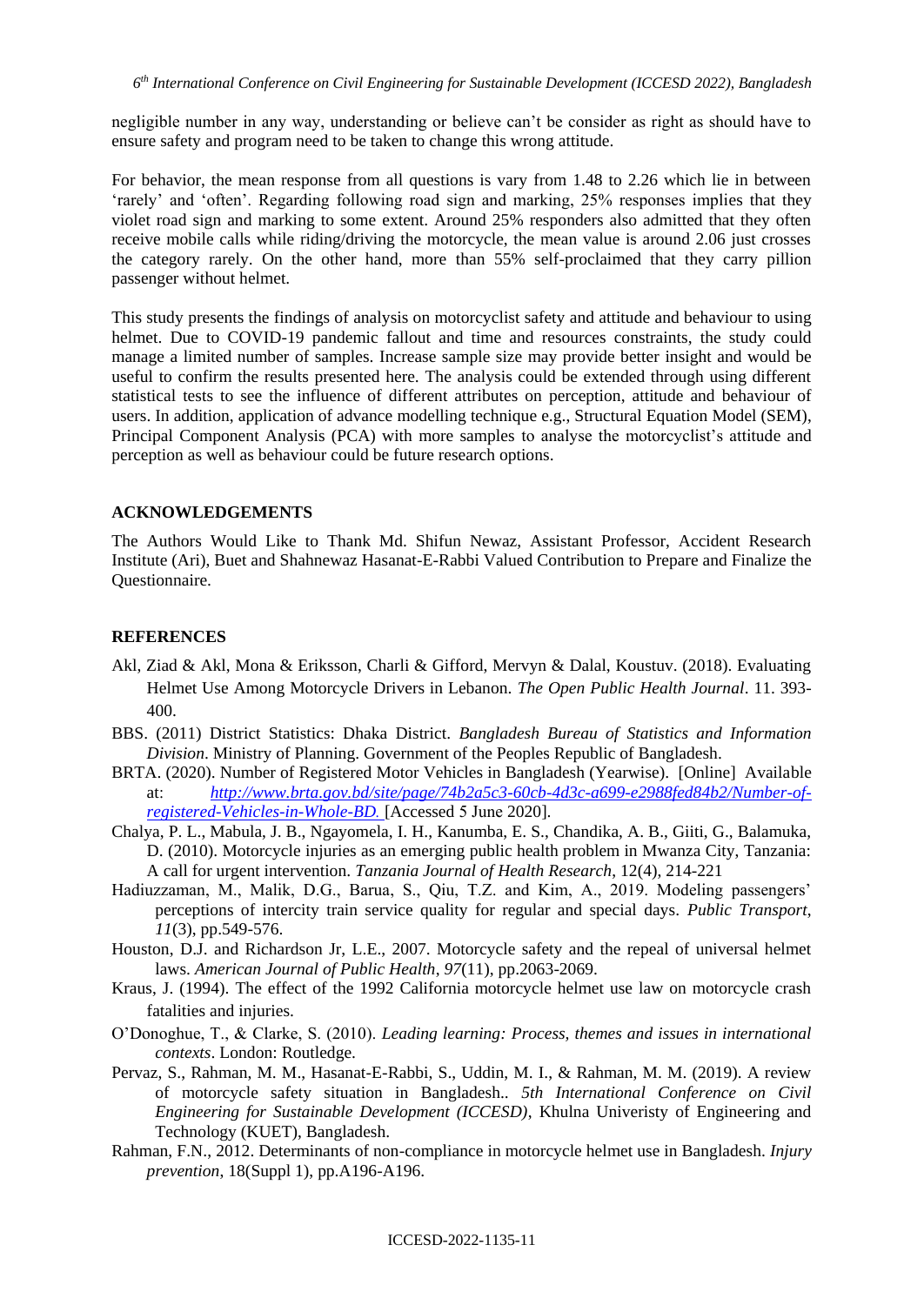negligible number in any way, understanding or believe can't be consider as right as should have to ensure safety and program need to be taken to change this wrong attitude.

For behavior, the mean response from all questions is vary from 1.48 to 2.26 which lie in between 'rarely' and 'often'. Regarding following road sign and marking, 25% responses implies that they violet road sign and marking to some extent. Around 25% responders also admitted that they often receive mobile calls while riding/driving the motorcycle, the mean value is around 2.06 just crosses the category rarely. On the other hand, more than 55% self-proclaimed that they carry pillion passenger without helmet.

This study presents the findings of analysis on motorcyclist safety and attitude and behaviour to using helmet. Due to COVID-19 pandemic fallout and time and resources constraints, the study could manage a limited number of samples. Increase sample size may provide better insight and would be useful to confirm the results presented here. The analysis could be extended through using different statistical tests to see the influence of different attributes on perception, attitude and behaviour of users. In addition, application of advance modelling technique e.g., Structural Equation Model (SEM), Principal Component Analysis (PCA) with more samples to analyse the motorcyclist's attitude and perception as well as behaviour could be future research options.

## ACKNOWLEDGEMENTS

The Authors Would Like to Thank Md. Shifun Newaz, Assistant Professor, Accident Research Institute (Ari), Buet and Shahnewaz Hasanat-E-Rabbi Valued Contribution to Prepare and Finalize the Questionnaire.

## REFERENCES

Akl, Ziad & Akl, Mona & Eriksson, Charli & Gifford, Mervyn & Dalal, Koustuv. (2018). Evaluating Helmet Use Among Motorcycle Drivers in Lebanon. *The Open Public Health Journal*. 11. 393-400.

BBS. (2011) District Statistics: Dhaka District. *Bangladesh Bureau of Statistics and Information Division*. Ministry of Planning. Government of the Peoples Republic of Bangladesh.

BRTA. (2020). Number of Registered Motor Vehicles in Bangladesh (Yearwise). [Online] Available at: *http://www.brta.gov.bd/site/page/74b2a5c3-60cb-4d3c-a699-e2988fed84b2/Number-of-registered-Vehicles-in-Whole-BD.* [Accessed 5 June 2020].

Chalya, P. L., Mabula, J. B., Ngayomela, I. H., Kanumba, E. S., Chandika, A. B., Giiti, G., Balamuka, D. (2010). Motorcycle injuries as an emerging public health problem in Mwanza City, Tanzania: A call for urgent intervention. *Tanzania Journal of Health Research*, 12(4), 214-221

Hadiuzzaman, M., Malik, D.G., Barua, S., Qiu, T.Z. and Kim, A., 2019. Modeling passengers' perceptions of intercity train service quality for regular and special days. *Public Transport*, *11*(3), pp.549-576.

Houston, D.J. and Richardson Jr, L.E., 2007. Motorcycle safety and the repeal of universal helmet laws. *American Journal of Public Health*, *97*(11), pp.2063-2069.

Kraus, J. (1994). The effect of the 1992 California motorcycle helmet use law on motorcycle crash fatalities and injuries.

O'Donoghue, T., & Clarke, S. (2010). *Leading learning: Process, themes and issues in international contexts*. London: Routledge.

Pervaz, S., Rahman, M. M., Hasanat-E-Rabbi, S., Uddin, M. I., & Rahman, M. M. (2019). A review of motorcycle safety situation in Bangladesh.. *5th International Conference on Civil Engineering for Sustainable Development (ICCESD)*, Khulna Univeristy of Engineering and Technology (KUET), Bangladesh.

Rahman, F.N., 2012. Determinants of non-compliance in motorcycle helmet use in Bangladesh. *Injury prevention*, 18(Suppl 1), pp.A196-A196.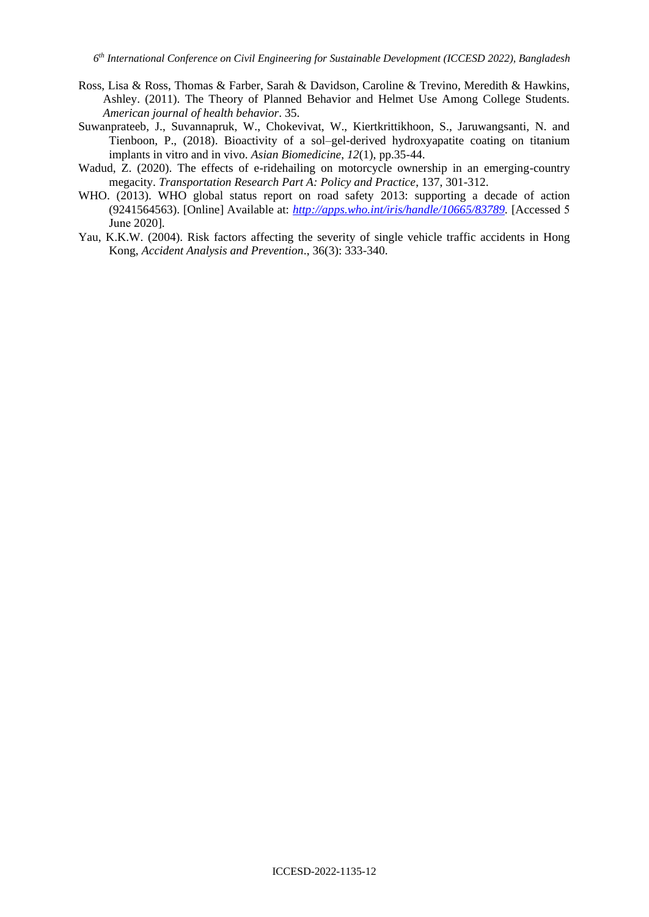Ross, Lisa & Ross, Thomas & Farber, Sarah & Davidson, Caroline & Trevino, Meredith & Hawkins, Ashley. (2011). The Theory of Planned Behavior and Helmet Use Among College Students. *American journal of health behavior*. 35.

Suwanprateeb, J., Suvannapruk, W., Chokevivat, W., Kiertkrittikhoon, S., Jaruwangsanti, N. and Tienboon, P., (2018). Bioactivity of a sol–gel-derived hydroxyapatite coating on titanium implants in vitro and in vivo. *Asian Biomedicine*, *12*(1), pp.35-44.

Wadud, Z. (2020). The effects of e-ridehailing on motorcycle ownership in an emerging-country megacity. *Transportation Research Part A: Policy and Practice*, 137, 301-312.

WHO. (2013). WHO global status report on road safety 2013: supporting a decade of action (9241564563). [Online] Available at: *http://apps.who.int/iris/handle/10665/83789*. [Accessed 5 June 2020].

Yau, K.K.W. (2004). Risk factors affecting the severity of single vehicle traffic accidents in Hong Kong, *Accident Analysis and Prevention*., 36(3): 333-340.